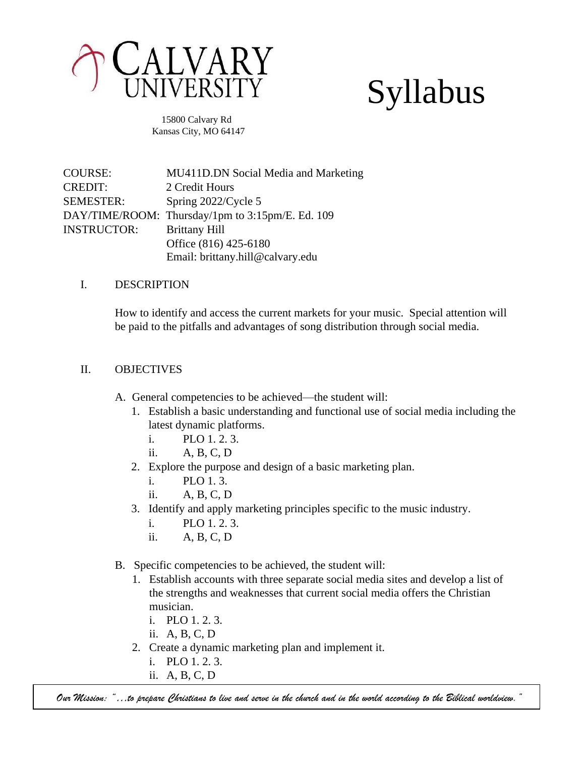# CALVARY UNIVERSITY

# Syllabus

15800 Calvary Rd
Kansas City, MO 64147

| | |
|---|---|
| COURSE: | MU411D.DN Social Media and Marketing |
| CREDIT: | 2 Credit Hours |
| SEMESTER: | Spring 2022/Cycle 5 |
| DAY/TIME/ROOM: | Thursday/1pm to 3:15pm/E. Ed. 109 |
| INSTRUCTOR: | Brittany Hill<br>Office (816) 425-6180<br>Email: brittany.hill@calvary.edu |

## I. DESCRIPTION

How to identify and access the current markets for your music. Special attention will be paid to the pitfalls and advantages of song distribution through social media.

## II. OBJECTIVES

A. General competencies to be achieved—the student will:

1. Establish a basic understanding and functional use of social media including the latest dynamic platforms.
   i. PLO 1. 2. 3.
   ii. A, B, C, D
2. Explore the purpose and design of a basic marketing plan.
   i. PLO 1. 3.
   ii. A, B, C, D
3. Identify and apply marketing principles specific to the music industry.
   i. PLO 1. 2. 3.
   ii. A, B, C, D

B. Specific competencies to be achieved, the student will:

1. Establish accounts with three separate social media sites and develop a list of the strengths and weaknesses that current social media offers the Christian musician.
   i. PLO 1. 2. 3.
   ii. A, B, C, D
2. Create a dynamic marketing plan and implement it.
   i. PLO 1. 2. 3.
   ii. A, B, C, D

*Our Mission: "…to prepare Christians to live and serve in the church and in the world according to the Biblical worldview."*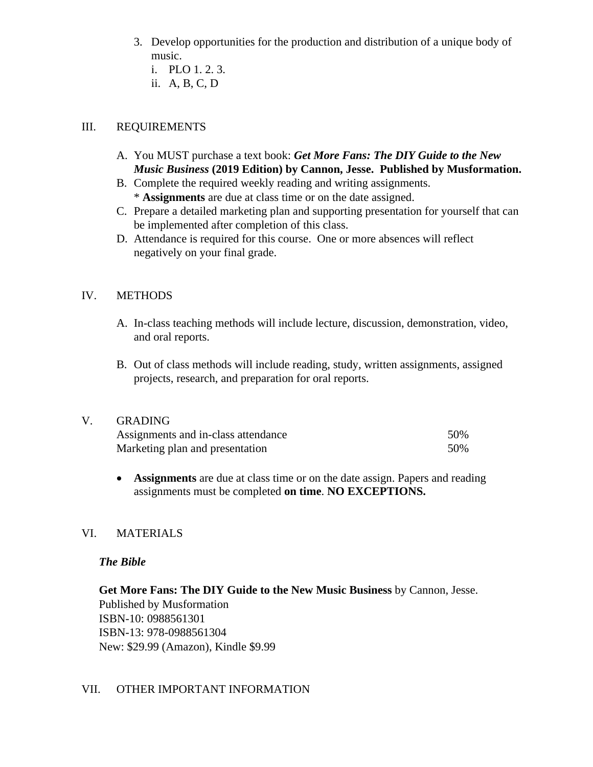3. Develop opportunities for the production and distribution of a unique body of music.
   i. PLO 1. 2. 3.
   ii. A, B, C, D

## III. REQUIREMENTS

A. You MUST purchase a text book: ***Get More Fans: The DIY Guide to the New Music Business*** **(2019 Edition) by Cannon, Jesse. Published by Musformation.**

B. Complete the required weekly reading and writing assignments.
   * **Assignments** are due at class time or on the date assigned.

C. Prepare a detailed marketing plan and supporting presentation for yourself that can be implemented after completion of this class.

D. Attendance is required for this course. One or more absences will reflect negatively on your final grade.

## IV. METHODS

A. In-class teaching methods will include lecture, discussion, demonstration, video, and oral reports.

B. Out of class methods will include reading, study, written assignments, assigned projects, research, and preparation for oral reports.

## V. GRADING

| | |
|---|---|
| Assignments and in-class attendance | 50% |
| Marketing plan and presentation | 50% |

- **Assignments** are due at class time or on the date assign. Papers and reading assignments must be completed **on time**. **NO EXCEPTIONS.**

## VI. MATERIALS

***The Bible***

**Get More Fans: The DIY Guide to the New Music Business** by Cannon, Jesse.
Published by Musformation
ISBN-10: 0988561301
ISBN-13: 978-0988561304
New: $29.99 (Amazon), Kindle $9.99

## VII. OTHER IMPORTANT INFORMATION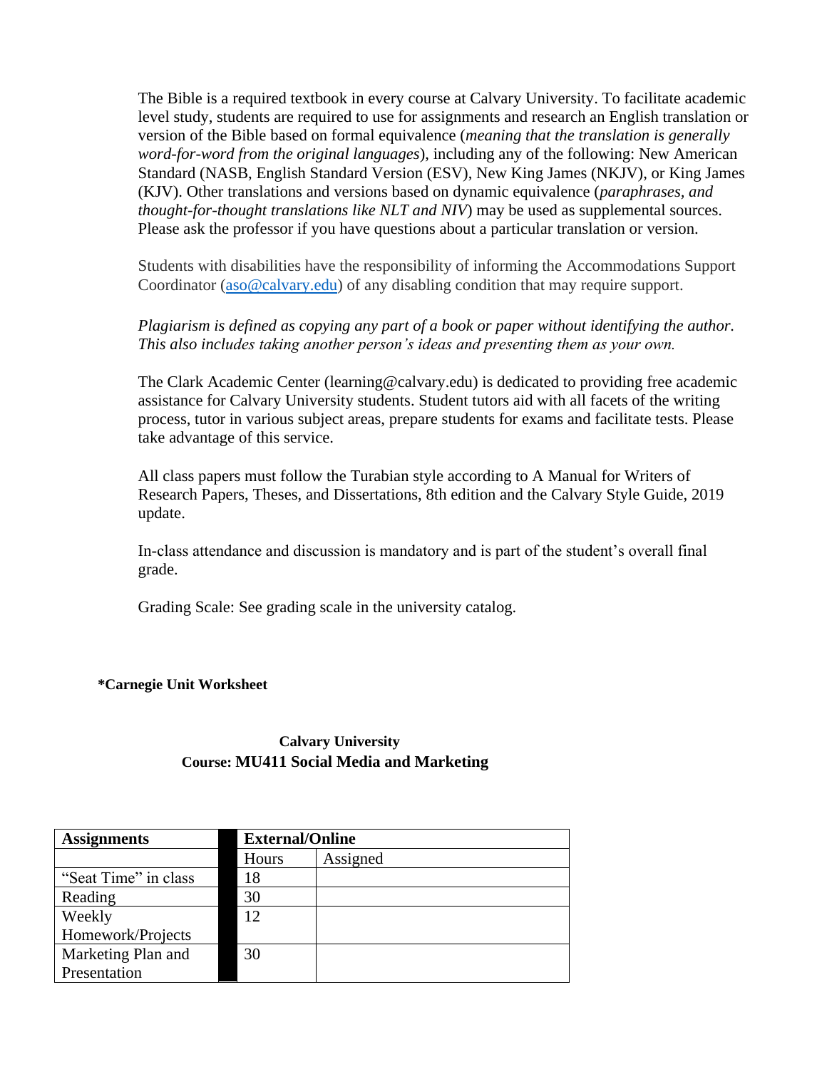The Bible is a required textbook in every course at Calvary University. To facilitate academic level study, students are required to use for assignments and research an English translation or version of the Bible based on formal equivalence (*meaning that the translation is generally word-for-word from the original languages*), including any of the following: New American Standard (NASB, English Standard Version (ESV), New King James (NKJV), or King James (KJV). Other translations and versions based on dynamic equivalence (*paraphrases, and thought-for-thought translations like NLT and NIV*) may be used as supplemental sources. Please ask the professor if you have questions about a particular translation or version.

Students with disabilities have the responsibility of informing the Accommodations Support Coordinator (aso@calvary.edu) of any disabling condition that may require support.

*Plagiarism is defined as copying any part of a book or paper without identifying the author. This also includes taking another person's ideas and presenting them as your own.*

The Clark Academic Center (learning@calvary.edu) is dedicated to providing free academic assistance for Calvary University students. Student tutors aid with all facets of the writing process, tutor in various subject areas, prepare students for exams and facilitate tests. Please take advantage of this service.

All class papers must follow the Turabian style according to A Manual for Writers of Research Papers, Theses, and Dissertations, 8th edition and the Calvary Style Guide, 2019 update.

In-class attendance and discussion is mandatory and is part of the student's overall final grade.

Grading Scale: See grading scale in the university catalog.

**\*Carnegie Unit Worksheet**

**Calvary University**
**Course: MU411 Social Media and Marketing**

| **Assignments** | **External/Online** | |
|---|---|---|
| | Hours | Assigned |
| "Seat Time" in class | 18 | |
| Reading | 30 | |
| Weekly Homework/Projects | 12 | |
| Marketing Plan and Presentation | 30 | |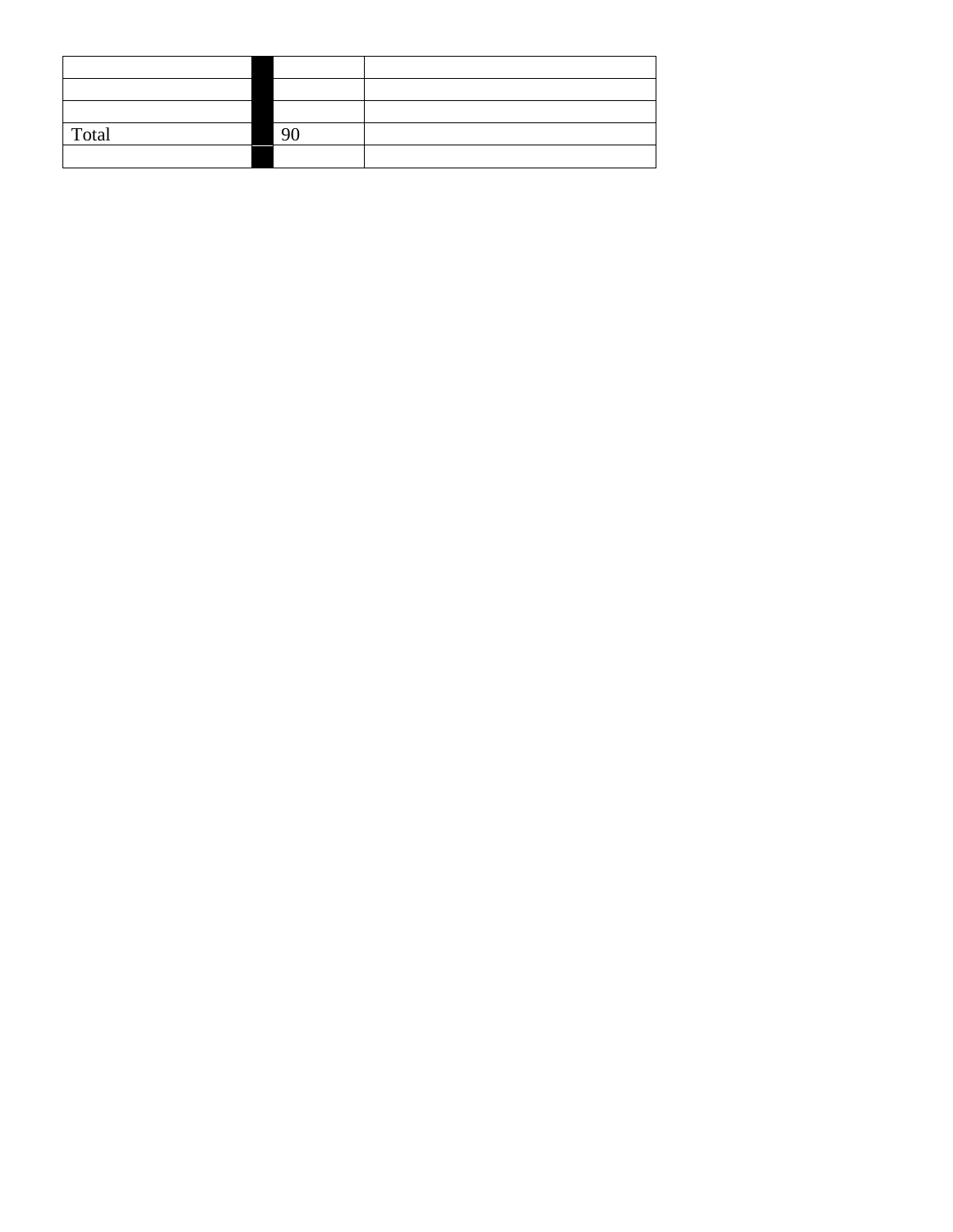| | | | |
|---|---|---|---|
| | | | |
| | | | |
| | | | |
| Total | | 90 | |
| | | | |